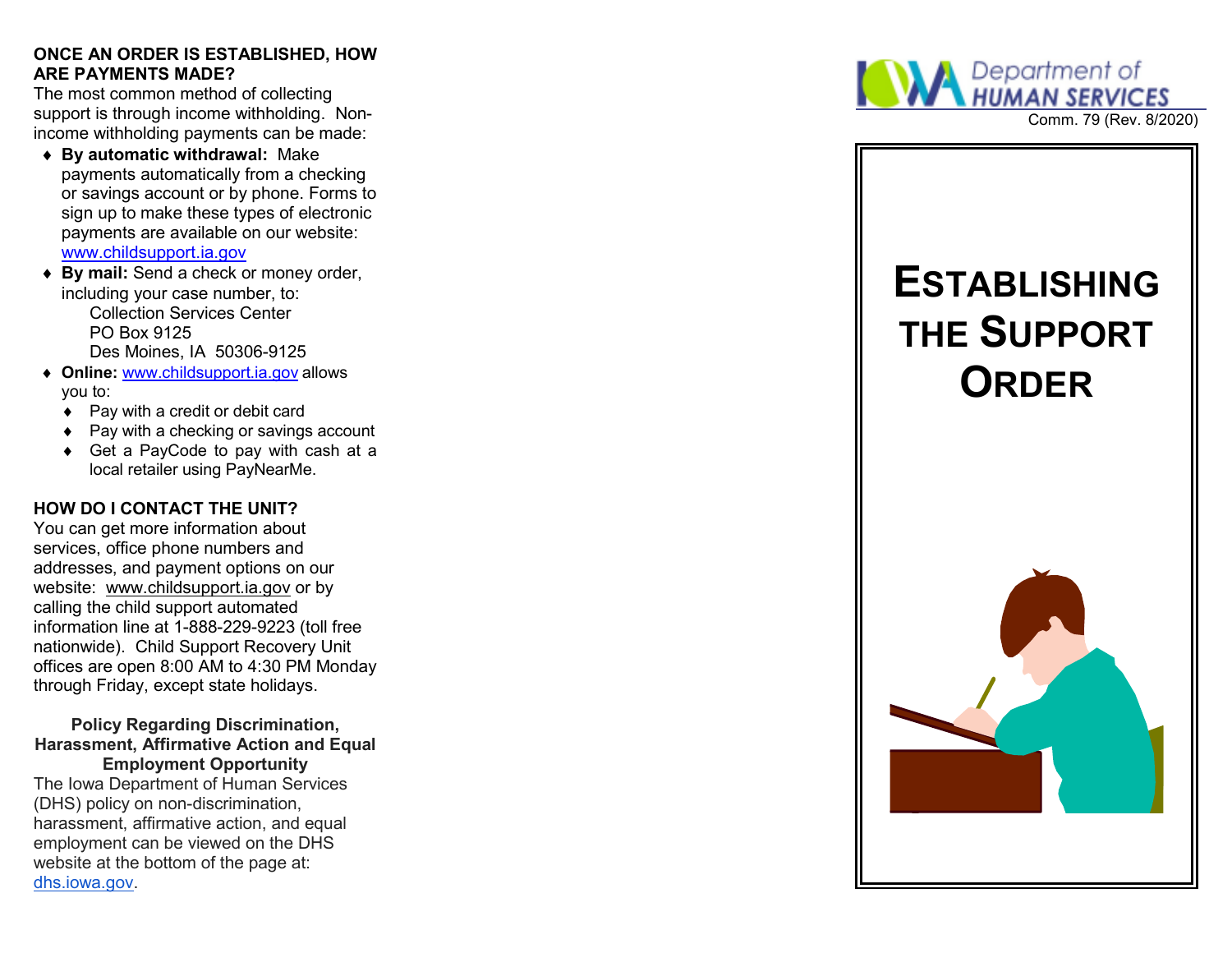**ONCE AN ORDER IS ESTABLISHED, HOW ARE PAYMENTS MADE?**

The most common method of collecting support is through income withholding. Non-income withholding payments can be made:

- **By automatic withdrawal:** Make payments automatically from a checking or savings account or by phone. Forms to sign up to make these types of electronic payments are available on our website: www.childsupport.ia.gov
- **By mail:** Send a check or money order, including your case number, to:
  Collection Services Center
  PO Box 9125
  Des Moines, IA 50306-9125
- **Online:** www.childsupport.ia.gov allows you to:
  - Pay with a credit or debit card
  - Pay with a checking or savings account
  - Get a PayCode to pay with cash at a local retailer using PayNearMe.

**HOW DO I CONTACT THE UNIT?**

You can get more information about services, office phone numbers and addresses, and payment options on our website: www.childsupport.ia.gov or by calling the child support automated information line at 1-888-229-9223 (toll free nationwide). Child Support Recovery Unit offices are open 8:00 AM to 4:30 PM Monday through Friday, except state holidays.

**Policy Regarding Discrimination, Harassment, Affirmative Action and Equal Employment Opportunity**

The Iowa Department of Human Services (DHS) policy on non-discrimination, harassment, affirmative action, and equal employment can be viewed on the DHS website at the bottom of the page at: dhs.iowa.gov.

IOWA Department of HUMAN SERVICES

Comm. 79 (Rev. 8/2020)

# ESTABLISHING THE SUPPORT ORDER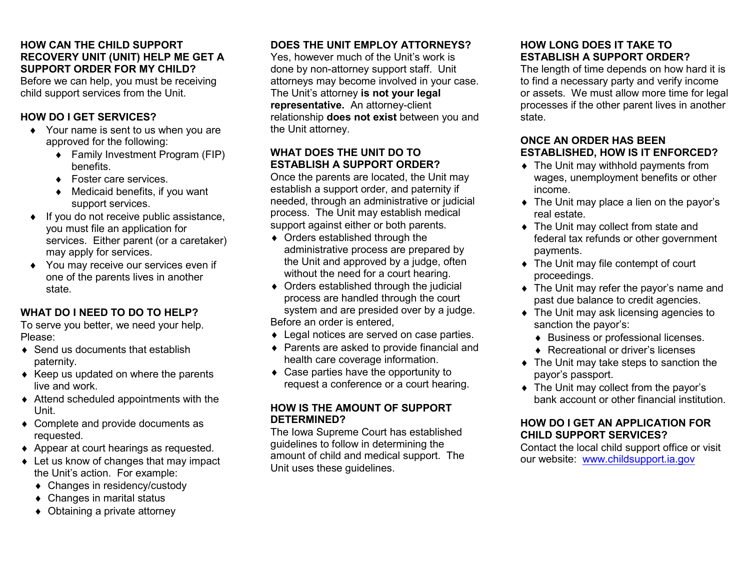## HOW CAN THE CHILD SUPPORT RECOVERY UNIT (UNIT) HELP ME GET A SUPPORT ORDER FOR MY CHILD?

Before we can help, you must be receiving child support services from the Unit.

## HOW DO I GET SERVICES?

- Your name is sent to us when you are approved for the following:
  - Family Investment Program (FIP) benefits.
  - Foster care services.
  - Medicaid benefits, if you want support services.
- If you do not receive public assistance, you must file an application for services. Either parent (or a caretaker) may apply for services.
- You may receive our services even if one of the parents lives in another state.

## WHAT DO I NEED TO DO TO HELP?

To serve you better, we need your help. Please:

- Send us documents that establish paternity.
- Keep us updated on where the parents live and work.
- Attend scheduled appointments with the Unit.
- Complete and provide documents as requested.
- Appear at court hearings as requested.
- Let us know of changes that may impact the Unit's action. For example:
  - Changes in residency/custody
  - Changes in marital status
  - Obtaining a private attorney

## DOES THE UNIT EMPLOY ATTORNEYS?

Yes, however much of the Unit's work is done by non-attorney support staff. Unit attorneys may become involved in your case. The Unit's attorney **is not your legal representative.** An attorney-client relationship **does not exist** between you and the Unit attorney.

## WHAT DOES THE UNIT DO TO ESTABLISH A SUPPORT ORDER?

Once the parents are located, the Unit may establish a support order, and paternity if needed, through an administrative or judicial process. The Unit may establish medical support against either or both parents.

- Orders established through the administrative process are prepared by the Unit and approved by a judge, often without the need for a court hearing.
- Orders established through the judicial process are handled through the court system and are presided over by a judge.

Before an order is entered,

- Legal notices are served on case parties.
- Parents are asked to provide financial and health care coverage information.
- Case parties have the opportunity to request a conference or a court hearing.

## HOW IS THE AMOUNT OF SUPPORT DETERMINED?

The Iowa Supreme Court has established guidelines to follow in determining the amount of child and medical support. The Unit uses these guidelines.

## HOW LONG DOES IT TAKE TO ESTABLISH A SUPPORT ORDER?

The length of time depends on how hard it is to find a necessary party and verify income or assets. We must allow more time for legal processes if the other parent lives in another state.

## ONCE AN ORDER HAS BEEN ESTABLISHED, HOW IS IT ENFORCED?

- The Unit may withhold payments from wages, unemployment benefits or other income.
- The Unit may place a lien on the payor's real estate.
- The Unit may collect from state and federal tax refunds or other government payments.
- The Unit may file contempt of court proceedings.
- The Unit may refer the payor's name and past due balance to credit agencies.
- The Unit may ask licensing agencies to sanction the payor's:
  - Business or professional licenses.
  - Recreational or driver's licenses
- The Unit may take steps to sanction the payor's passport.
- The Unit may collect from the payor's bank account or other financial institution.

## HOW DO I GET AN APPLICATION FOR CHILD SUPPORT SERVICES?

Contact the local child support office or visit our website: www.childsupport.ia.gov